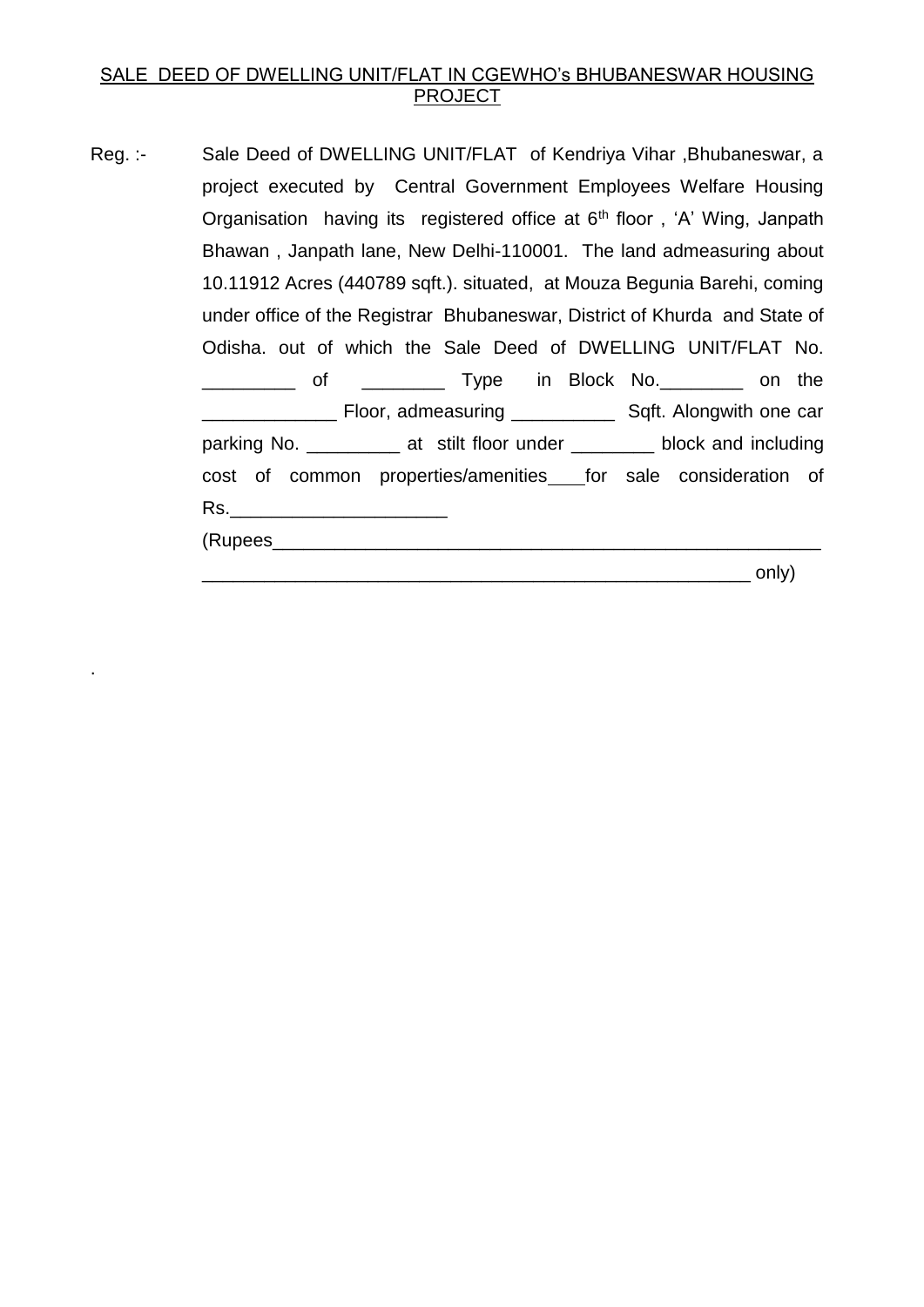SALE DEED OF DWELLING UNIT/FLAT IN CGEWHO's BHUBANESWAR HOUSING PROJECT

Reg. :- Sale Deed of DWELLING UNIT/FLAT of Kendriya Vihar ,Bhubaneswar, a project executed by Central Government Employees Welfare Housing Organisation having its registered office at 6th floor , 'A' Wing, Janpath Bhawan , Janpath lane, New Delhi-110001. The land admeasuring about 10.11912 Acres (440789 sqft.). situated, at Mouza Begunia Barehi, coming under office of the Registrar Bhubaneswar, District of Khurda and State of Odisha. out of which the Sale Deed of DWELLING UNIT/FLAT No. _________ of ________ Type in Block No.________ on the _____________ Floor, admeasuring __________ Sqft. Alongwith one car parking No. _________ at stilt floor under ________ block and including cost of common properties/amenities___for sale consideration of Rs.____________________ (Rupees________________________________________________________ ________________________________________________________ only)

.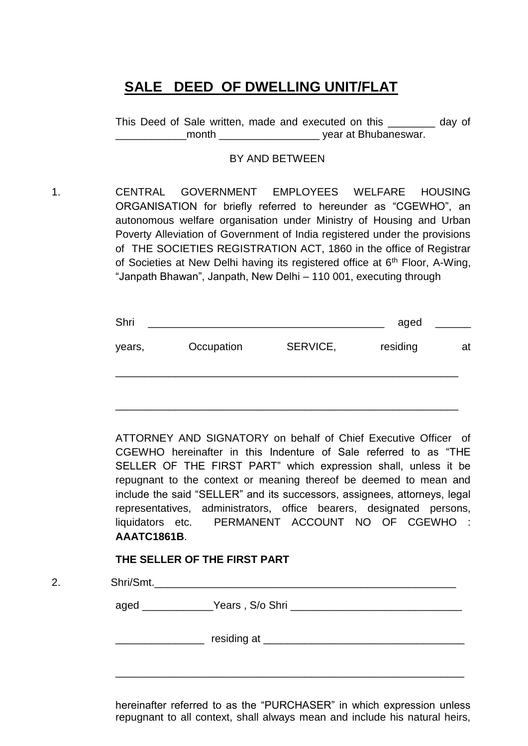# SALE DEED OF DWELLING UNIT/FLAT

This Deed of Sale written, made and executed on this ________ day of ____________month _________________ year at Bhubaneswar.

BY AND BETWEEN

1. CENTRAL GOVERNMENT EMPLOYEES WELFARE HOUSING ORGANISATION for briefly referred to hereunder as "CGEWHO", an autonomous welfare organisation under Ministry of Housing and Urban Poverty Alleviation of Government of India registered under the provisions of THE SOCIETIES REGISTRATION ACT, 1860 in the office of Registrar of Societies at New Delhi having its registered office at 6th Floor, A-Wing, "Janpath Bhawan", Janpath, New Delhi – 110 001, executing through

   Shri ________________________________________ aged ______ years, Occupation SERVICE, residing at ___________________________________________________________

   ___________________________________________________________

   ATTORNEY AND SIGNATORY on behalf of Chief Executive Officer of CGEWHO hereinafter in this Indenture of Sale referred to as "THE SELLER OF THE FIRST PART" which expression shall, unless it be repugnant to the context or meaning thereof be deemed to mean and include the said "SELLER" and its successors, assignees, attorneys, legal representatives, administrators, office bearers, designated persons, liquidators etc. PERMANENT ACCOUNT NO OF CGEWHO : **AAATC1861B**.

   **THE SELLER OF THE FIRST PART**

2. Shri/Smt.____________________________________________________

   aged ____________Years , S/o Shri _____________________________

   _______________ residing at __________________________________

   ___________________________________________________________

   hereinafter referred to as the "PURCHASER" in which expression unless repugnant to all context, shall always mean and include his natural heirs,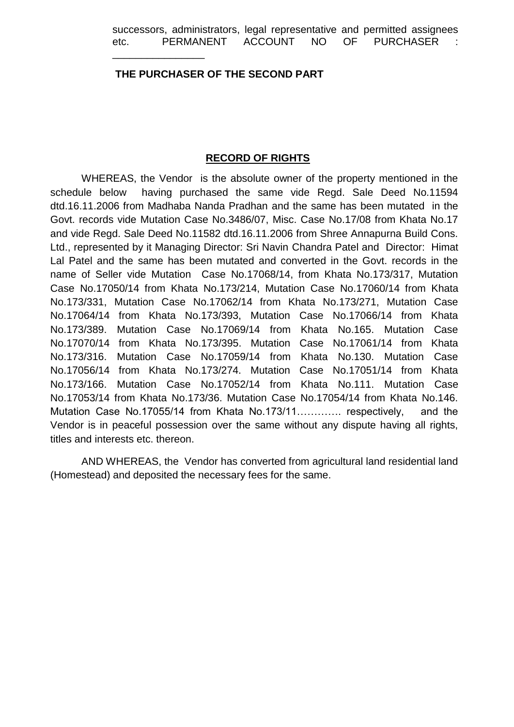successors, administrators, legal representative and permitted assignees etc. PERMANENT ACCOUNT NO OF PURCHASER : ________________

**THE PURCHASER OF THE SECOND PART**

**RECORD OF RIGHTS**

WHEREAS, the Vendor is the absolute owner of the property mentioned in the schedule below having purchased the same vide Regd. Sale Deed No.11594 dtd.16.11.2006 from Madhaba Nanda Pradhan and the same has been mutated in the Govt. records vide Mutation Case No.3486/07, Misc. Case No.17/08 from Khata No.17 and vide Regd. Sale Deed No.11582 dtd.16.11.2006 from Shree Annapurna Build Cons. Ltd., represented by it Managing Director: Sri Navin Chandra Patel and Director: Himat Lal Patel and the same has been mutated and converted in the Govt. records in the name of Seller vide Mutation Case No.17068/14, from Khata No.173/317, Mutation Case No.17050/14 from Khata No.173/214, Mutation Case No.17060/14 from Khata No.173/331, Mutation Case No.17062/14 from Khata No.173/271, Mutation Case No.17064/14 from Khata No.173/393, Mutation Case No.17066/14 from Khata No.173/389. Mutation Case No.17069/14 from Khata No.165. Mutation Case No.17070/14 from Khata No.173/395. Mutation Case No.17061/14 from Khata No.173/316. Mutation Case No.17059/14 from Khata No.130. Mutation Case No.17056/14 from Khata No.173/274. Mutation Case No.17051/14 from Khata No.173/166. Mutation Case No.17052/14 from Khata No.111. Mutation Case No.17053/14 from Khata No.173/36. Mutation Case No.17054/14 from Khata No.146. Mutation Case No.17055/14 from Khata No.173/11…………. respectively, and the Vendor is in peaceful possession over the same without any dispute having all rights, titles and interests etc. thereon.

AND WHEREAS, the Vendor has converted from agricultural land residential land (Homestead) and deposited the necessary fees for the same.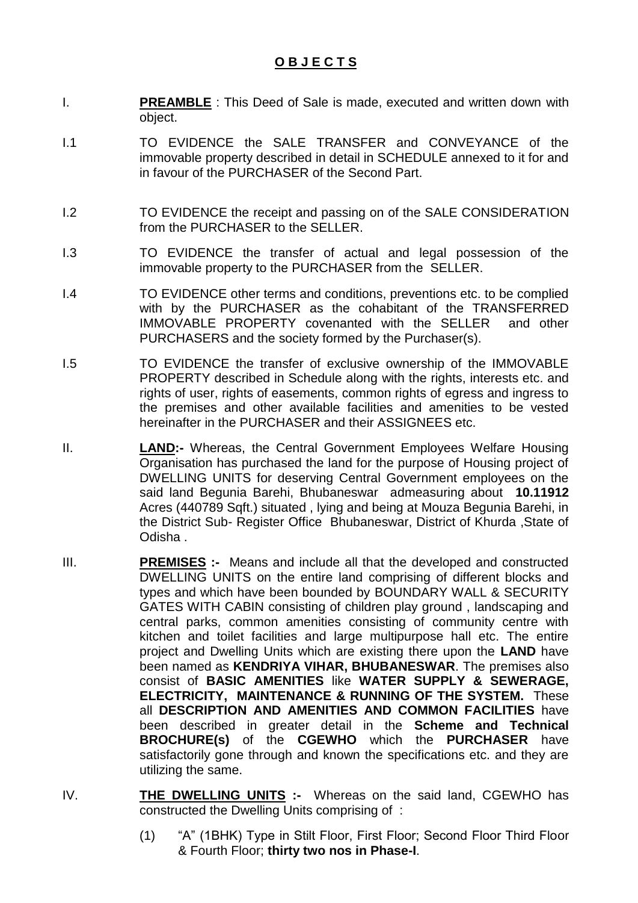# **O B J E C T S**

I. **PREAMBLE** : This Deed of Sale is made, executed and written down with object.

I.1 TO EVIDENCE the SALE TRANSFER and CONVEYANCE of the immovable property described in detail in SCHEDULE annexed to it for and in favour of the PURCHASER of the Second Part.

I.2 TO EVIDENCE the receipt and passing on of the SALE CONSIDERATION from the PURCHASER to the SELLER.

I.3 TO EVIDENCE the transfer of actual and legal possession of the immovable property to the PURCHASER from the SELLER.

I.4 TO EVIDENCE other terms and conditions, preventions etc. to be complied with by the PURCHASER as the cohabitant of the TRANSFERRED IMMOVABLE PROPERTY covenanted with the SELLER and other PURCHASERS and the society formed by the Purchaser(s).

I.5 TO EVIDENCE the transfer of exclusive ownership of the IMMOVABLE PROPERTY described in Schedule along with the rights, interests etc. and rights of user, rights of easements, common rights of egress and ingress to the premises and other available facilities and amenities to be vested hereinafter in the PURCHASER and their ASSIGNEES etc.

II. **LAND:-** Whereas, the Central Government Employees Welfare Housing Organisation has purchased the land for the purpose of Housing project of DWELLING UNITS for deserving Central Government employees on the said land Begunia Barehi, Bhubaneswar admeasuring about **10.11912** Acres (440789 Sqft.) situated , lying and being at Mouza Begunia Barehi, in the District Sub- Register Office Bhubaneswar, District of Khurda ,State of Odisha .

III. **PREMISES :-** Means and include all that the developed and constructed DWELLING UNITS on the entire land comprising of different blocks and types and which have been bounded by BOUNDARY WALL & SECURITY GATES WITH CABIN consisting of children play ground , landscaping and central parks, common amenities consisting of community centre with kitchen and toilet facilities and large multipurpose hall etc. The entire project and Dwelling Units which are existing there upon the **LAND** have been named as **KENDRIYA VIHAR, BHUBANESWAR**. The premises also consist of **BASIC AMENITIES** like **WATER SUPPLY & SEWERAGE, ELECTRICITY, MAINTENANCE & RUNNING OF THE SYSTEM.** These all **DESCRIPTION AND AMENITIES AND COMMON FACILITIES** have been described in greater detail in the **Scheme and Technical BROCHURE(s)** of the **CGEWHO** which the **PURCHASER** have satisfactorily gone through and known the specifications etc. and they are utilizing the same.

IV. **THE DWELLING UNITS :-** Whereas on the said land, CGEWHO has constructed the Dwelling Units comprising of :

(1) "A" (1BHK) Type in Stilt Floor, First Floor; Second Floor Third Floor & Fourth Floor; **thirty two nos in Phase-I**.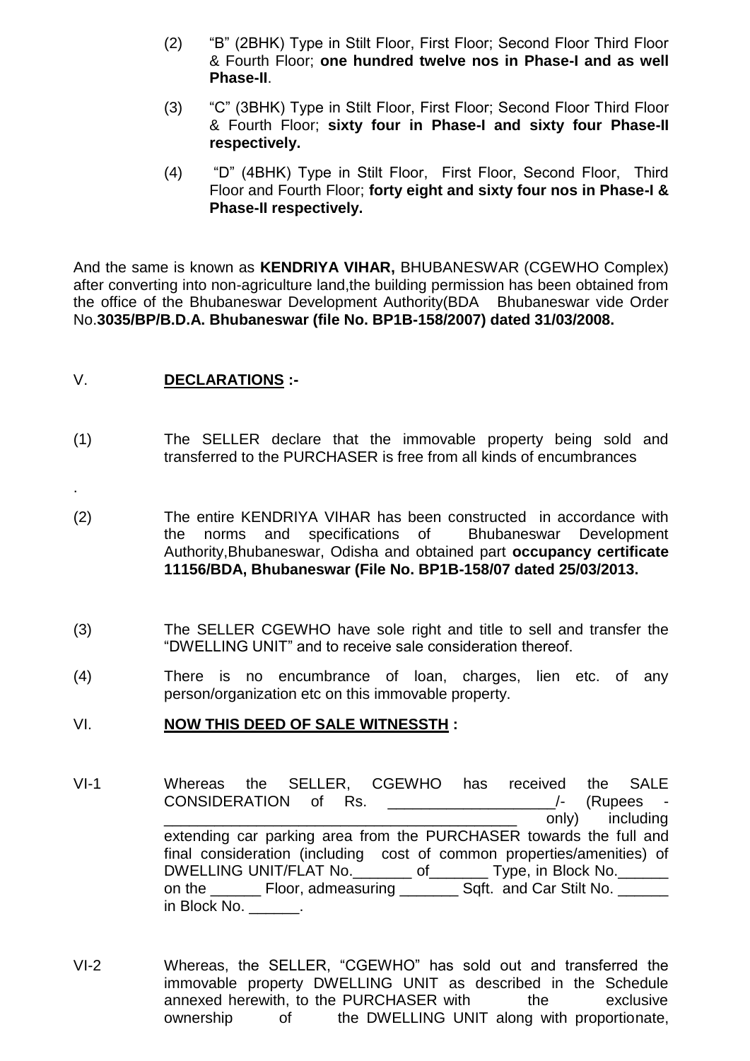(2) "B" (2BHK) Type in Stilt Floor, First Floor; Second Floor Third Floor & Fourth Floor; **one hundred twelve nos in Phase-I and as well Phase-II**.

(3) "C" (3BHK) Type in Stilt Floor, First Floor; Second Floor Third Floor & Fourth Floor; **sixty four in Phase-I and sixty four Phase-II respectively.**

(4) "D" (4BHK) Type in Stilt Floor, First Floor, Second Floor, Third Floor and Fourth Floor; **forty eight and sixty four nos in Phase-I & Phase-II respectively.**

And the same is known as **KENDRIYA VIHAR,** BHUBANESWAR (CGEWHO Complex) after converting into non-agriculture land,the building permission has been obtained from the office of the Bhubaneswar Development Authority(BDA Bhubaneswar vide Order No.**3035/BP/B.D.A. Bhubaneswar (file No. BP1B-158/2007) dated 31/03/2008.**

## V. **DECLARATIONS :-**

(1) The SELLER declare that the immovable property being sold and transferred to the PURCHASER is free from all kinds of encumbrances

.

(2) The entire KENDRIYA VIHAR has been constructed in accordance with the norms and specifications of Bhubaneswar Development Authority,Bhubaneswar, Odisha and obtained part **occupancy certificate 11156/BDA, Bhubaneswar (File No. BP1B-158/07 dated 25/03/2013.**

(3) The SELLER CGEWHO have sole right and title to sell and transfer the "DWELLING UNIT" and to receive sale consideration thereof.

(4) There is no encumbrance of loan, charges, lien etc. of any person/organization etc on this immovable property.

## VI. **NOW THIS DEED OF SALE WITNESSTH :**

VI-1 Whereas the SELLER, CGEWHO has received the SALE CONSIDERATION of Rs. ____________________/- (Rupees - ____________________________________________ only) including extending car parking area from the PURCHASER towards the full and final consideration (including cost of common properties/amenities) of DWELLING UNIT/FLAT No._______ of_______ Type, in Block No.______ on the ______ Floor, admeasuring _______ Sqft. and Car Stilt No. ______ in Block No. ______.

VI-2 Whereas, the SELLER, "CGEWHO" has sold out and transferred the immovable property DWELLING UNIT as described in the Schedule annexed herewith, to the PURCHASER with the exclusive ownership of the DWELLING UNIT along with proportionate,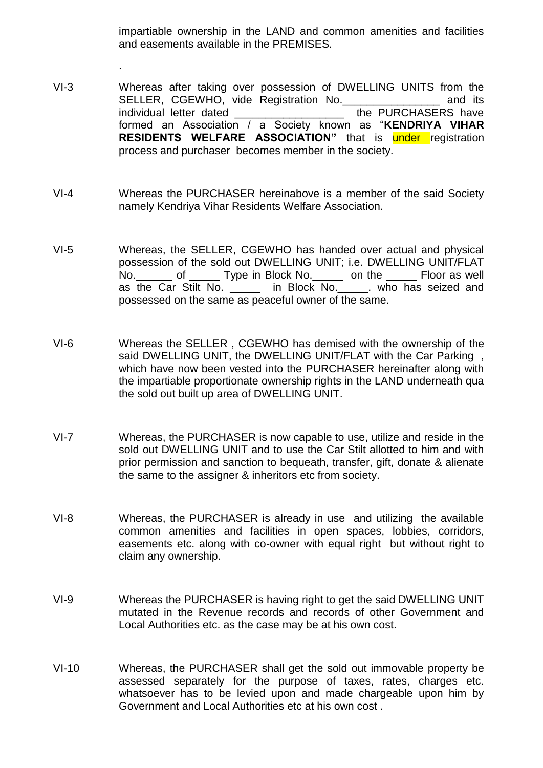impartiable ownership in the LAND and common amenities and facilities and easements available in the PREMISES.

.

VI-3 Whereas after taking over possession of DWELLING UNITS from the SELLER, CGEWHO, vide Registration No.________________ and its individual letter dated _________________ the PURCHASERS have formed an Association / a Society known as "**KENDRIYA VIHAR RESIDENTS WELFARE ASSOCIATION"** that is under registration process and purchaser becomes member in the society.

VI-4 Whereas the PURCHASER hereinabove is a member of the said Society namely Kendriya Vihar Residents Welfare Association.

VI-5 Whereas, the SELLER, CGEWHO has handed over actual and physical possession of the sold out DWELLING UNIT; i.e. DWELLING UNIT/FLAT No.______ of _____ Type in Block No._____ on the _____ Floor as well as the Car Stilt No. _____ in Block No._____. who has seized and possessed on the same as peaceful owner of the same.

VI-6 Whereas the SELLER , CGEWHO has demised with the ownership of the said DWELLING UNIT, the DWELLING UNIT/FLAT with the Car Parking , which have now been vested into the PURCHASER hereinafter along with the impartiable proportionate ownership rights in the LAND underneath qua the sold out built up area of DWELLING UNIT.

VI-7 Whereas, the PURCHASER is now capable to use, utilize and reside in the sold out DWELLING UNIT and to use the Car Stilt allotted to him and with prior permission and sanction to bequeath, transfer, gift, donate & alienate the same to the assigner & inheritors etc from society.

VI-8 Whereas, the PURCHASER is already in use and utilizing the available common amenities and facilities in open spaces, lobbies, corridors, easements etc. along with co-owner with equal right but without right to claim any ownership.

VI-9 Whereas the PURCHASER is having right to get the said DWELLING UNIT mutated in the Revenue records and records of other Government and Local Authorities etc. as the case may be at his own cost.

VI-10 Whereas, the PURCHASER shall get the sold out immovable property be assessed separately for the purpose of taxes, rates, charges etc. whatsoever has to be levied upon and made chargeable upon him by Government and Local Authorities etc at his own cost .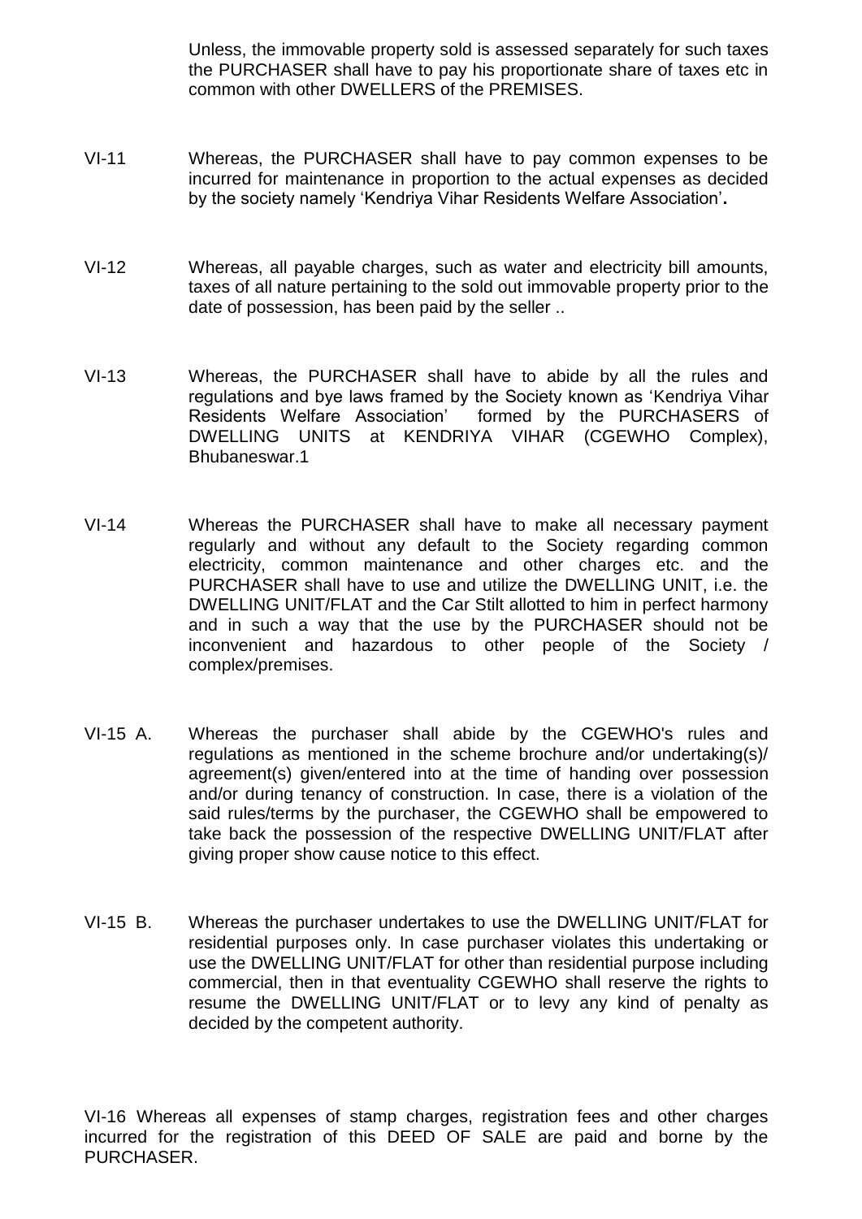Unless, the immovable property sold is assessed separately for such taxes the PURCHASER shall have to pay his proportionate share of taxes etc in common with other DWELLERS of the PREMISES.

VI-11 Whereas, the PURCHASER shall have to pay common expenses to be incurred for maintenance in proportion to the actual expenses as decided by the society namely 'Kendriya Vihar Residents Welfare Association'**.**

VI-12 Whereas, all payable charges, such as water and electricity bill amounts, taxes of all nature pertaining to the sold out immovable property prior to the date of possession, has been paid by the seller ..

VI-13 Whereas, the PURCHASER shall have to abide by all the rules and regulations and bye laws framed by the Society known as 'Kendriya Vihar Residents Welfare Association' formed by the PURCHASERS of DWELLING UNITS at KENDRIYA VIHAR (CGEWHO Complex), Bhubaneswar.1

VI-14 Whereas the PURCHASER shall have to make all necessary payment regularly and without any default to the Society regarding common electricity, common maintenance and other charges etc. and the PURCHASER shall have to use and utilize the DWELLING UNIT, i.e. the DWELLING UNIT/FLAT and the Car Stilt allotted to him in perfect harmony and in such a way that the use by the PURCHASER should not be inconvenient and hazardous to other people of the Society / complex/premises.

VI-15 A. Whereas the purchaser shall abide by the CGEWHO's rules and regulations as mentioned in the scheme brochure and/or undertaking(s)/ agreement(s) given/entered into at the time of handing over possession and/or during tenancy of construction. In case, there is a violation of the said rules/terms by the purchaser, the CGEWHO shall be empowered to take back the possession of the respective DWELLING UNIT/FLAT after giving proper show cause notice to this effect.

VI-15 B. Whereas the purchaser undertakes to use the DWELLING UNIT/FLAT for residential purposes only. In case purchaser violates this undertaking or use the DWELLING UNIT/FLAT for other than residential purpose including commercial, then in that eventuality CGEWHO shall reserve the rights to resume the DWELLING UNIT/FLAT or to levy any kind of penalty as decided by the competent authority.

VI-16 Whereas all expenses of stamp charges, registration fees and other charges incurred for the registration of this DEED OF SALE are paid and borne by the PURCHASER.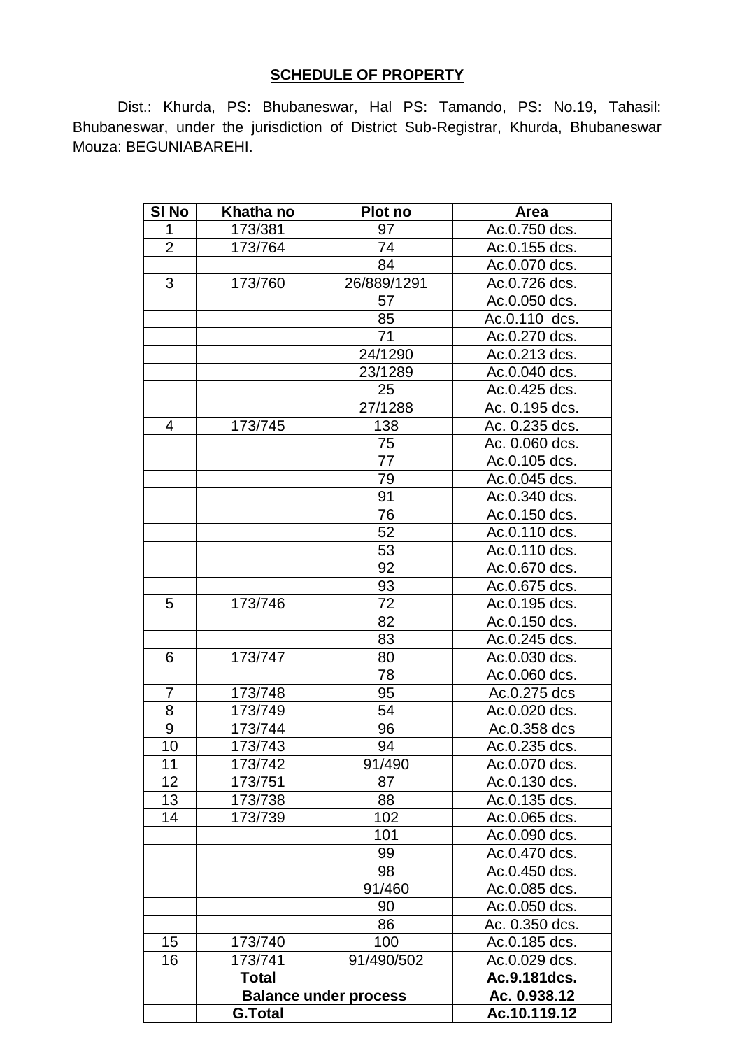**SCHEDULE OF PROPERTY**

Dist.: Khurda, PS: Bhubaneswar, Hal PS: Tamando, PS: No.19, Tahasil: Bhubaneswar, under the jurisdiction of District Sub-Registrar, Khurda, Bhubaneswar Mouza: BEGUNIABAREHI.

| Sl No | Khatha no | Plot no | Area |
|---|---|---|---|
| 1 | 173/381 | 97 | Ac.0.750 dcs. |
| 2 | 173/764 | 74 | Ac.0.155 dcs. |
| | | 84 | Ac.0.070 dcs. |
| 3 | 173/760 | 26/889/1291 | Ac.0.726 dcs. |
| | | 57 | Ac.0.050 dcs. |
| | | 85 | Ac.0.110 dcs. |
| | | 71 | Ac.0.270 dcs. |
| | | 24/1290 | Ac.0.213 dcs. |
| | | 23/1289 | Ac.0.040 dcs. |
| | | 25 | Ac.0.425 dcs. |
| | | 27/1288 | Ac. 0.195 dcs. |
| 4 | 173/745 | 138 | Ac. 0.235 dcs. |
| | | 75 | Ac. 0.060 dcs. |
| | | 77 | Ac.0.105 dcs. |
| | | 79 | Ac.0.045 dcs. |
| | | 91 | Ac.0.340 dcs. |
| | | 76 | Ac.0.150 dcs. |
| | | 52 | Ac.0.110 dcs. |
| | | 53 | Ac.0.110 dcs. |
| | | 92 | Ac.0.670 dcs. |
| | | 93 | Ac.0.675 dcs. |
| 5 | 173/746 | 72 | Ac.0.195 dcs. |
| | | 82 | Ac.0.150 dcs. |
| | | 83 | Ac.0.245 dcs. |
| 6 | 173/747 | 80 | Ac.0.030 dcs. |
| | | 78 | Ac.0.060 dcs. |
| 7 | 173/748 | 95 | Ac.0.275 dcs |
| 8 | 173/749 | 54 | Ac.0.020 dcs. |
| 9 | 173/744 | 96 | Ac.0.358 dcs |
| 10 | 173/743 | 94 | Ac.0.235 dcs. |
| 11 | 173/742 | 91/490 | Ac.0.070 dcs. |
| 12 | 173/751 | 87 | Ac.0.130 dcs. |
| 13 | 173/738 | 88 | Ac.0.135 dcs. |
| 14 | 173/739 | 102 | Ac.0.065 dcs. |
| | | 101 | Ac.0.090 dcs. |
| | | 99 | Ac.0.470 dcs. |
| | | 98 | Ac.0.450 dcs. |
| | | 91/460 | Ac.0.085 dcs. |
| | | 90 | Ac.0.050 dcs. |
| | | 86 | Ac. 0.350 dcs. |
| 15 | 173/740 | 100 | Ac.0.185 dcs. |
| 16 | 173/741 | 91/490/502 | Ac.0.029 dcs. |
| | **Total** | | **Ac.9.181dcs.** |
| | **Balance under process** | | **Ac. 0.938.12** |
| | **G.Total** | | **Ac.10.119.12** |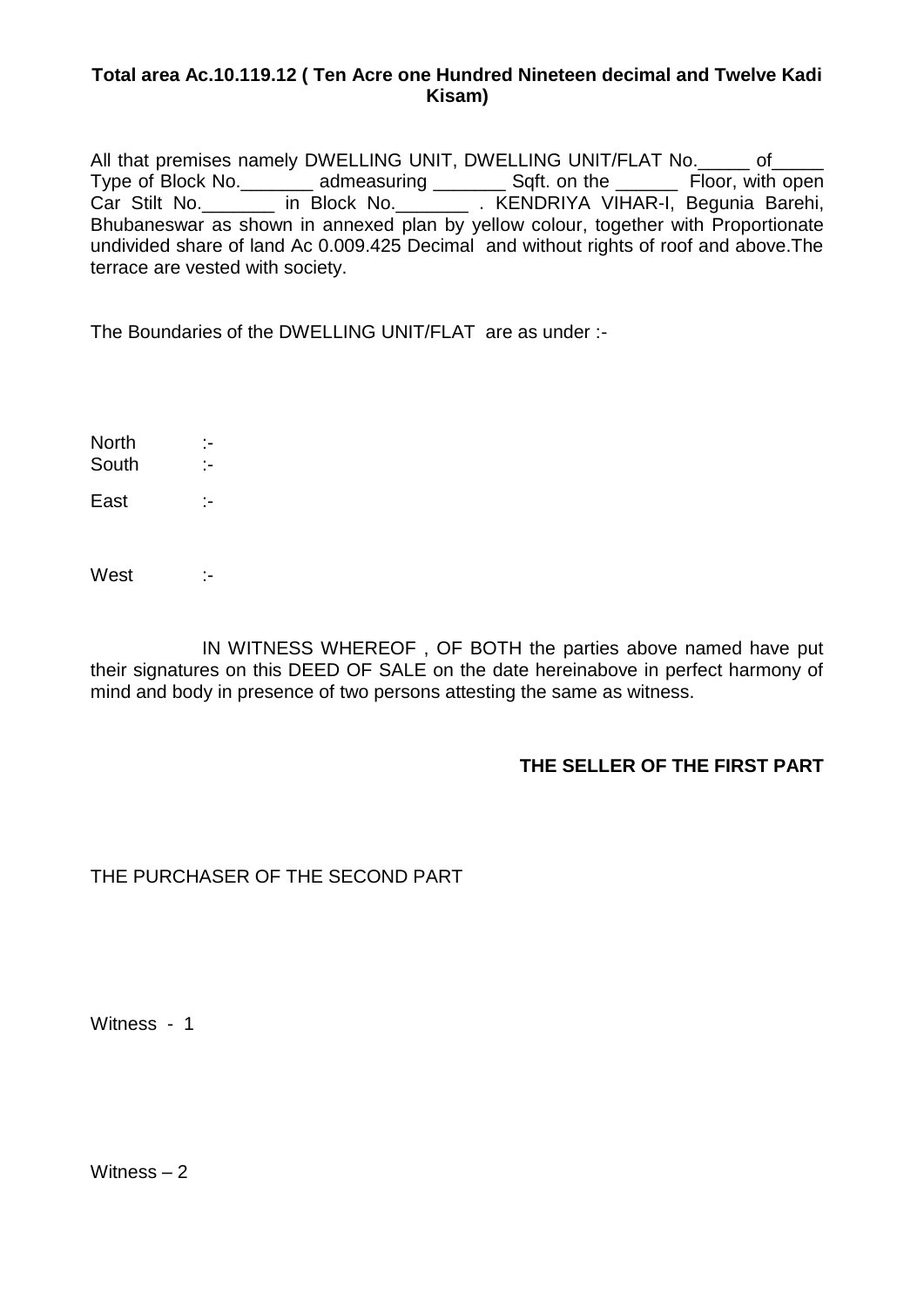**Total area Ac.10.119.12 ( Ten Acre one Hundred Nineteen decimal and Twelve Kadi Kisam)**

All that premises namely DWELLING UNIT, DWELLING UNIT/FLAT No._____ of_____ Type of Block No._______ admeasuring _______ Sqft. on the ______ Floor, with open Car Stilt No._______ in Block No._______ . KENDRIYA VIHAR-I, Begunia Barehi, Bhubaneswar as shown in annexed plan by yellow colour, together with Proportionate undivided share of land Ac 0.009.425 Decimal and without rights of roof and above.The terrace are vested with society.

The Boundaries of the DWELLING UNIT/FLAT are as under :-

North :-

South :-

East :-

West :-

IN WITNESS WHEREOF , OF BOTH the parties above named have put their signatures on this DEED OF SALE on the date hereinabove in perfect harmony of mind and body in presence of two persons attesting the same as witness.

**THE SELLER OF THE FIRST PART**

THE PURCHASER OF THE SECOND PART

Witness - 1

Witness – 2